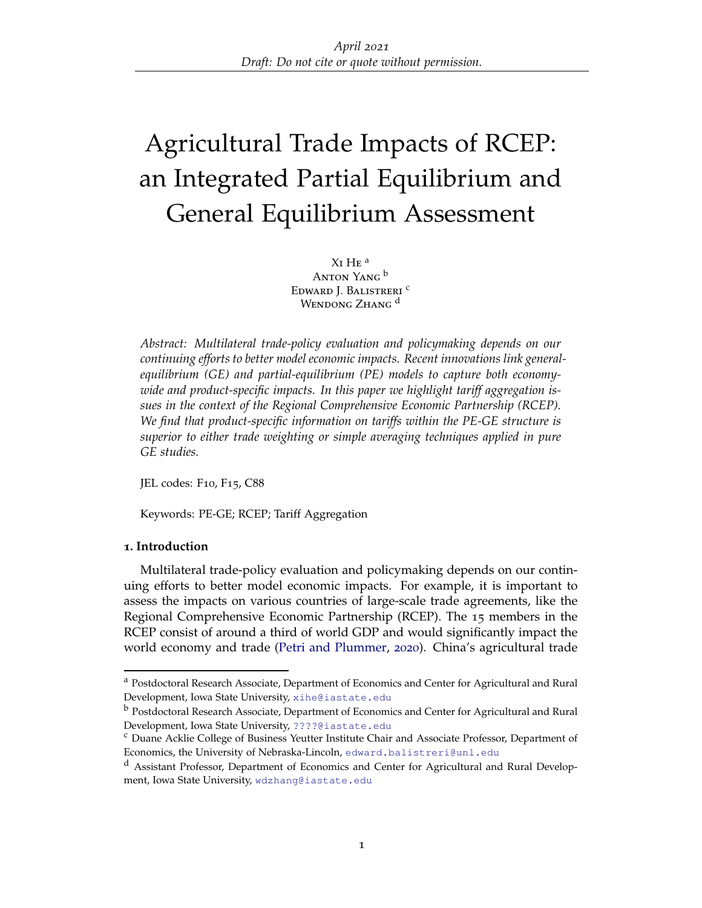April 2021

*Draft: Do not cite or quote without permission.*

# Agricultural Trade Impacts of RCEP: an Integrated Partial Equilibrium and General Equilibrium Assessment

Xi He [a]
Anton Yang [b]
Edward J. Balistreri [c]
Wendong Zhang [d]

*Abstract: Multilateral trade-policy evaluation and policymaking depends on our continuing efforts to better model economic impacts. Recent innovations link general-equilibrium (GE) and partial-equilibrium (PE) models to capture both economy-wide and product-specific impacts. In this paper we highlight tariff aggregation issues in the context of the Regional Comprehensive Economic Partnership (RCEP). We find that product-specific information on tariffs within the PE-GE structure is superior to either trade weighting or simple averaging techniques applied in pure GE studies.*

JEL codes: F10, F15, C88

Keywords: PE-GE; RCEP; Tariff Aggregation

## 1. Introduction

Multilateral trade-policy evaluation and policymaking depends on our continuing efforts to better model economic impacts. For example, it is important to assess the impacts on various countries of large-scale trade agreements, like the Regional Comprehensive Economic Partnership (RCEP). The 15 members in the RCEP consist of around a third of world GDP and would significantly impact the world economy and trade (Petri and Plummer, 2020). China's agricultural trade

---

[a] Postdoctoral Research Associate, Department of Economics and Center for Agricultural and Rural Development, Iowa State University, xihe@iastate.edu

[b] Postdoctoral Research Associate, Department of Economics and Center for Agricultural and Rural Development, Iowa State University, ????@iastate.edu

[c] Duane Acklie College of Business Yeutter Institute Chair and Associate Professor, Department of Economics, the University of Nebraska-Lincoln, edward.balistreri@unl.edu

[d] Assistant Professor, Department of Economics and Center for Agricultural and Rural Development, Iowa State University, wdzhang@iastate.edu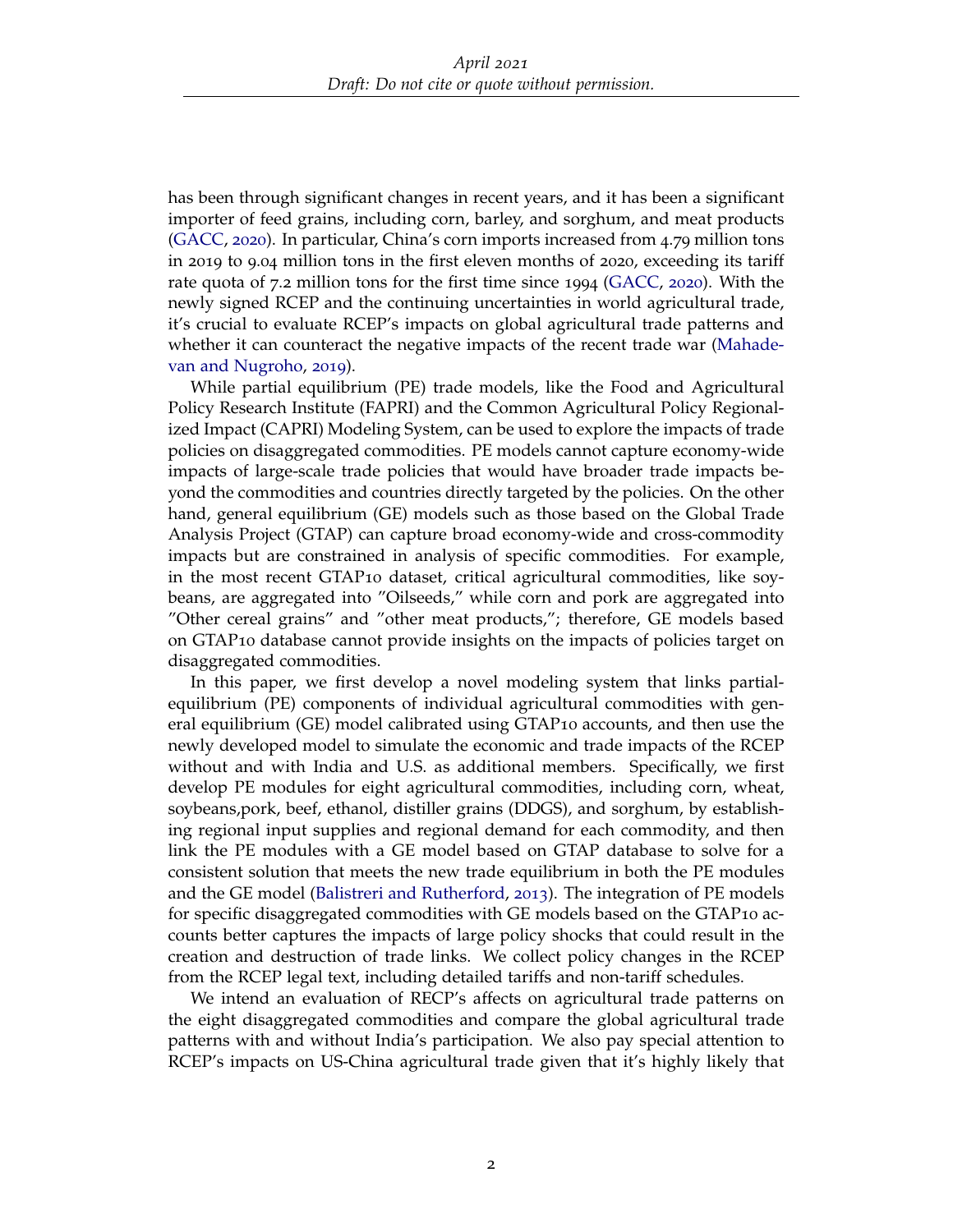has been through significant changes in recent years, and it has been a significant importer of feed grains, including corn, barley, and sorghum, and meat products (GACC, 2020). In particular, China's corn imports increased from 4.79 million tons in 2019 to 9.04 million tons in the first eleven months of 2020, exceeding its tariff rate quota of 7.2 million tons for the first time since 1994 (GACC, 2020). With the newly signed RCEP and the continuing uncertainties in world agricultural trade, it's crucial to evaluate RCEP's impacts on global agricultural trade patterns and whether it can counteract the negative impacts of the recent trade war (Mahadevan and Nugroho, 2019).

While partial equilibrium (PE) trade models, like the Food and Agricultural Policy Research Institute (FAPRI) and the Common Agricultural Policy Regionalized Impact (CAPRI) Modeling System, can be used to explore the impacts of trade policies on disaggregated commodities. PE models cannot capture economy-wide impacts of large-scale trade policies that would have broader trade impacts beyond the commodities and countries directly targeted by the policies. On the other hand, general equilibrium (GE) models such as those based on the Global Trade Analysis Project (GTAP) can capture broad economy-wide and cross-commodity impacts but are constrained in analysis of specific commodities. For example, in the most recent GTAP10 dataset, critical agricultural commodities, like soybeans, are aggregated into "Oilseeds," while corn and pork are aggregated into "Other cereal grains" and "other meat products,"; therefore, GE models based on GTAP10 database cannot provide insights on the impacts of policies target on disaggregated commodities.

In this paper, we first develop a novel modeling system that links partial-equilibrium (PE) components of individual agricultural commodities with general equilibrium (GE) model calibrated using GTAP10 accounts, and then use the newly developed model to simulate the economic and trade impacts of the RCEP without and with India and U.S. as additional members. Specifically, we first develop PE modules for eight agricultural commodities, including corn, wheat, soybeans,pork, beef, ethanol, distiller grains (DDGS), and sorghum, by establishing regional input supplies and regional demand for each commodity, and then link the PE modules with a GE model based on GTAP database to solve for a consistent solution that meets the new trade equilibrium in both the PE modules and the GE model (Balistreri and Rutherford, 2013). The integration of PE models for specific disaggregated commodities with GE models based on the GTAP10 accounts better captures the impacts of large policy shocks that could result in the creation and destruction of trade links. We collect policy changes in the RCEP from the RCEP legal text, including detailed tariffs and non-tariff schedules.

We intend an evaluation of RECP's affects on agricultural trade patterns on the eight disaggregated commodities and compare the global agricultural trade patterns with and without India's participation. We also pay special attention to RCEP's impacts on US-China agricultural trade given that it's highly likely that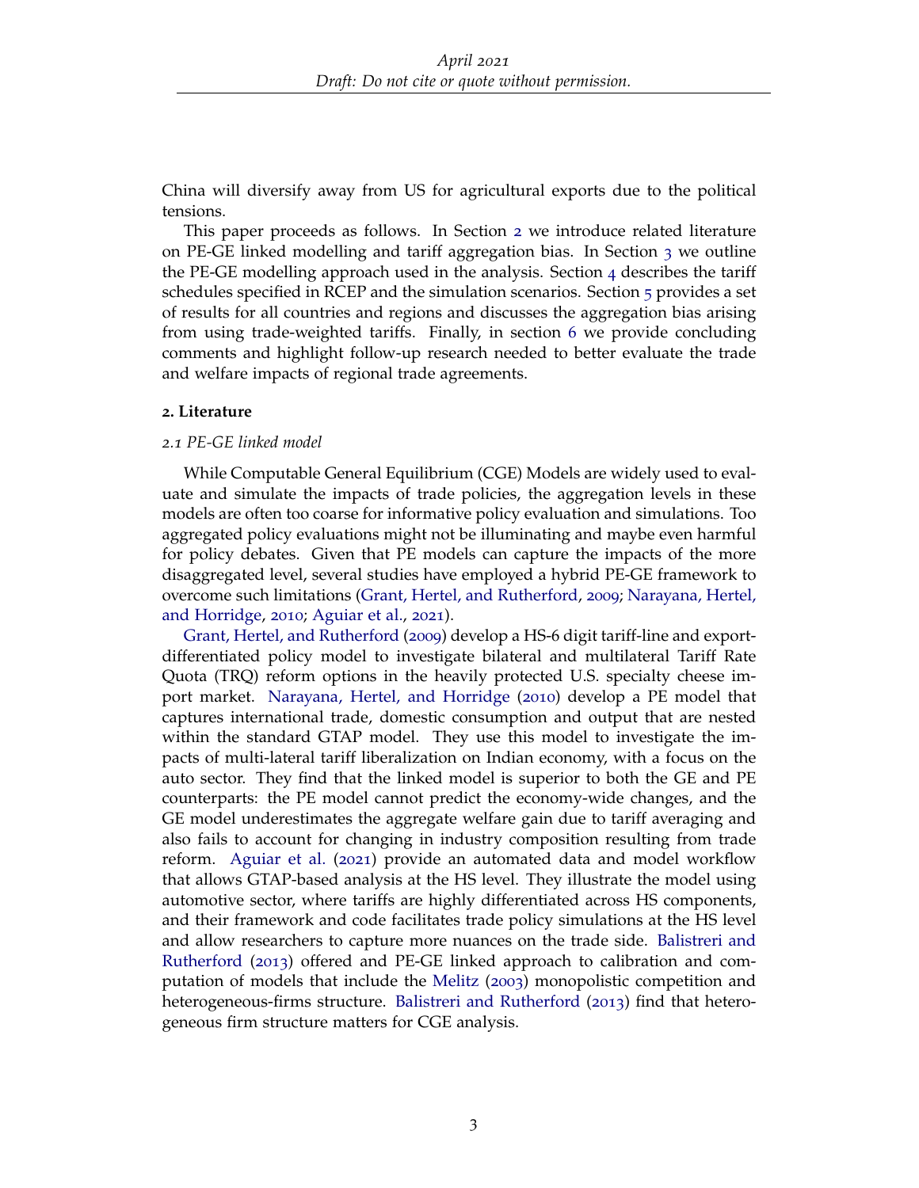China will diversify away from US for agricultural exports due to the political tensions.

This paper proceeds as follows. In Section 2 we introduce related literature on PE-GE linked modelling and tariff aggregation bias. In Section 3 we outline the PE-GE modelling approach used in the analysis. Section 4 describes the tariff schedules specified in RCEP and the simulation scenarios. Section 5 provides a set of results for all countries and regions and discusses the aggregation bias arising from using trade-weighted tariffs. Finally, in section 6 we provide concluding comments and highlight follow-up research needed to better evaluate the trade and welfare impacts of regional trade agreements.

## 2. Literature

### *2.1 PE-GE linked model*

While Computable General Equilibrium (CGE) Models are widely used to evaluate and simulate the impacts of trade policies, the aggregation levels in these models are often too coarse for informative policy evaluation and simulations. Too aggregated policy evaluations might not be illuminating and maybe even harmful for policy debates. Given that PE models can capture the impacts of the more disaggregated level, several studies have employed a hybrid PE-GE framework to overcome such limitations (Grant, Hertel, and Rutherford, 2009; Narayana, Hertel, and Horridge, 2010; Aguiar et al., 2021).

Grant, Hertel, and Rutherford (2009) develop a HS-6 digit tariff-line and export-differentiated policy model to investigate bilateral and multilateral Tariff Rate Quota (TRQ) reform options in the heavily protected U.S. specialty cheese import market. Narayana, Hertel, and Horridge (2010) develop a PE model that captures international trade, domestic consumption and output that are nested within the standard GTAP model. They use this model to investigate the impacts of multi-lateral tariff liberalization on Indian economy, with a focus on the auto sector. They find that the linked model is superior to both the GE and PE counterparts: the PE model cannot predict the economy-wide changes, and the GE model underestimates the aggregate welfare gain due to tariff averaging and also fails to account for changing in industry composition resulting from trade reform. Aguiar et al. (2021) provide an automated data and model workflow that allows GTAP-based analysis at the HS level. They illustrate the model using automotive sector, where tariffs are highly differentiated across HS components, and their framework and code facilitates trade policy simulations at the HS level and allow researchers to capture more nuances on the trade side. Balistreri and Rutherford (2013) offered and PE-GE linked approach to calibration and computation of models that include the Melitz (2003) monopolistic competition and heterogeneous-firms structure. Balistreri and Rutherford (2013) find that heterogeneous firm structure matters for CGE analysis.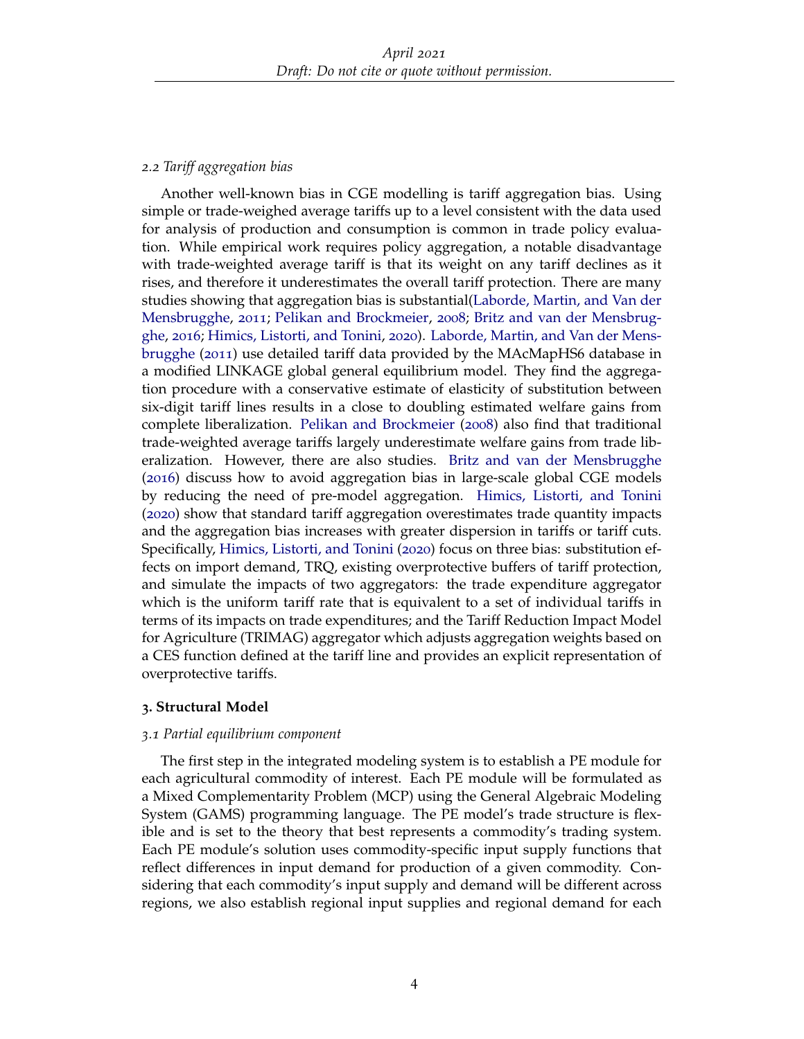### *2.2 Tariff aggregation bias*

Another well-known bias in CGE modelling is tariff aggregation bias. Using simple or trade-weighed average tariffs up to a level consistent with the data used for analysis of production and consumption is common in trade policy evaluation. While empirical work requires policy aggregation, a notable disadvantage with trade-weighted average tariff is that its weight on any tariff declines as it rises, and therefore it underestimates the overall tariff protection. There are many studies showing that aggregation bias is substantial(Laborde, Martin, and Van der Mensbrugghe, 2011; Pelikan and Brockmeier, 2008; Britz and van der Mensbrugghe, 2016; Himics, Listorti, and Tonini, 2020). Laborde, Martin, and Van der Mensbrugghe (2011) use detailed tariff data provided by the MAcMapHS6 database in a modified LINKAGE global general equilibrium model. They find the aggregation procedure with a conservative estimate of elasticity of substitution between six-digit tariff lines results in a close to doubling estimated welfare gains from complete liberalization. Pelikan and Brockmeier (2008) also find that traditional trade-weighted average tariffs largely underestimate welfare gains from trade liberalization. However, there are also studies. Britz and van der Mensbrugghe (2016) discuss how to avoid aggregation bias in large-scale global CGE models by reducing the need of pre-model aggregation. Himics, Listorti, and Tonini (2020) show that standard tariff aggregation overestimates trade quantity impacts and the aggregation bias increases with greater dispersion in tariffs or tariff cuts. Specifically, Himics, Listorti, and Tonini (2020) focus on three bias: substitution effects on import demand, TRQ, existing overprotective buffers of tariff protection, and simulate the impacts of two aggregators: the trade expenditure aggregator which is the uniform tariff rate that is equivalent to a set of individual tariffs in terms of its impacts on trade expenditures; and the Tariff Reduction Impact Model for Agriculture (TRIMAG) aggregator which adjusts aggregation weights based on a CES function defined at the tariff line and provides an explicit representation of overprotective tariffs.

## 3. Structural Model

### *3.1 Partial equilibrium component*

The first step in the integrated modeling system is to establish a PE module for each agricultural commodity of interest. Each PE module will be formulated as a Mixed Complementarity Problem (MCP) using the General Algebraic Modeling System (GAMS) programming language. The PE model's trade structure is flexible and is set to the theory that best represents a commodity's trading system. Each PE module's solution uses commodity-specific input supply functions that reflect differences in input demand for production of a given commodity. Considering that each commodity's input supply and demand will be different across regions, we also establish regional input supplies and regional demand for each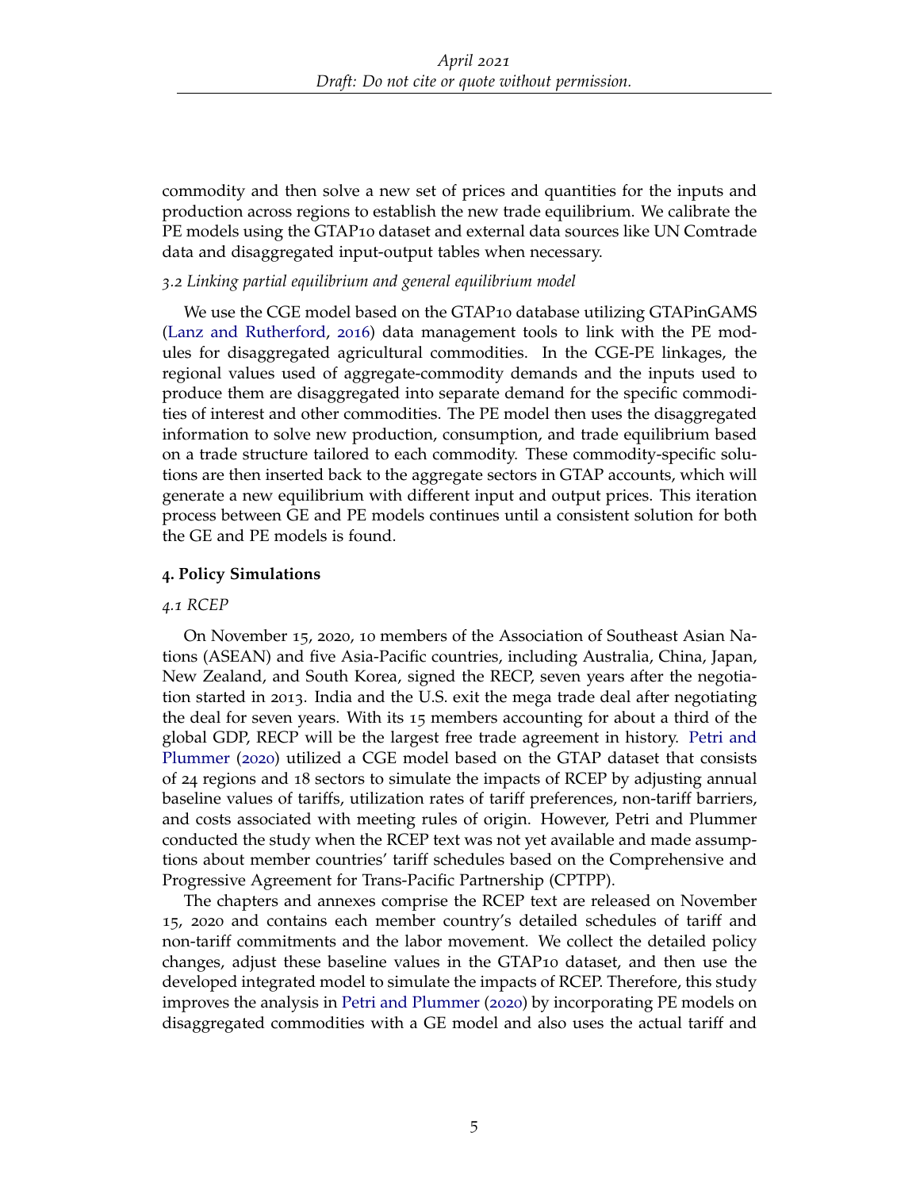commodity and then solve a new set of prices and quantities for the inputs and production across regions to establish the new trade equilibrium. We calibrate the PE models using the GTAP10 dataset and external data sources like UN Comtrade data and disaggregated input-output tables when necessary.

### *3.2 Linking partial equilibrium and general equilibrium model*

We use the CGE model based on the GTAP10 database utilizing GTAPinGAMS (Lanz and Rutherford, 2016) data management tools to link with the PE modules for disaggregated agricultural commodities. In the CGE-PE linkages, the regional values used of aggregate-commodity demands and the inputs used to produce them are disaggregated into separate demand for the specific commodities of interest and other commodities. The PE model then uses the disaggregated information to solve new production, consumption, and trade equilibrium based on a trade structure tailored to each commodity. These commodity-specific solutions are then inserted back to the aggregate sectors in GTAP accounts, which will generate a new equilibrium with different input and output prices. This iteration process between GE and PE models continues until a consistent solution for both the GE and PE models is found.

## 4. Policy Simulations

### *4.1 RCEP*

On November 15, 2020, 10 members of the Association of Southeast Asian Nations (ASEAN) and five Asia-Pacific countries, including Australia, China, Japan, New Zealand, and South Korea, signed the RECP, seven years after the negotiation started in 2013. India and the U.S. exit the mega trade deal after negotiating the deal for seven years. With its 15 members accounting for about a third of the global GDP, RECP will be the largest free trade agreement in history. Petri and Plummer (2020) utilized a CGE model based on the GTAP dataset that consists of 24 regions and 18 sectors to simulate the impacts of RCEP by adjusting annual baseline values of tariffs, utilization rates of tariff preferences, non-tariff barriers, and costs associated with meeting rules of origin. However, Petri and Plummer conducted the study when the RCEP text was not yet available and made assumptions about member countries' tariff schedules based on the Comprehensive and Progressive Agreement for Trans-Pacific Partnership (CPTPP).

The chapters and annexes comprise the RCEP text are released on November 15, 2020 and contains each member country's detailed schedules of tariff and non-tariff commitments and the labor movement. We collect the detailed policy changes, adjust these baseline values in the GTAP10 dataset, and then use the developed integrated model to simulate the impacts of RCEP. Therefore, this study improves the analysis in Petri and Plummer (2020) by incorporating PE models on disaggregated commodities with a GE model and also uses the actual tariff and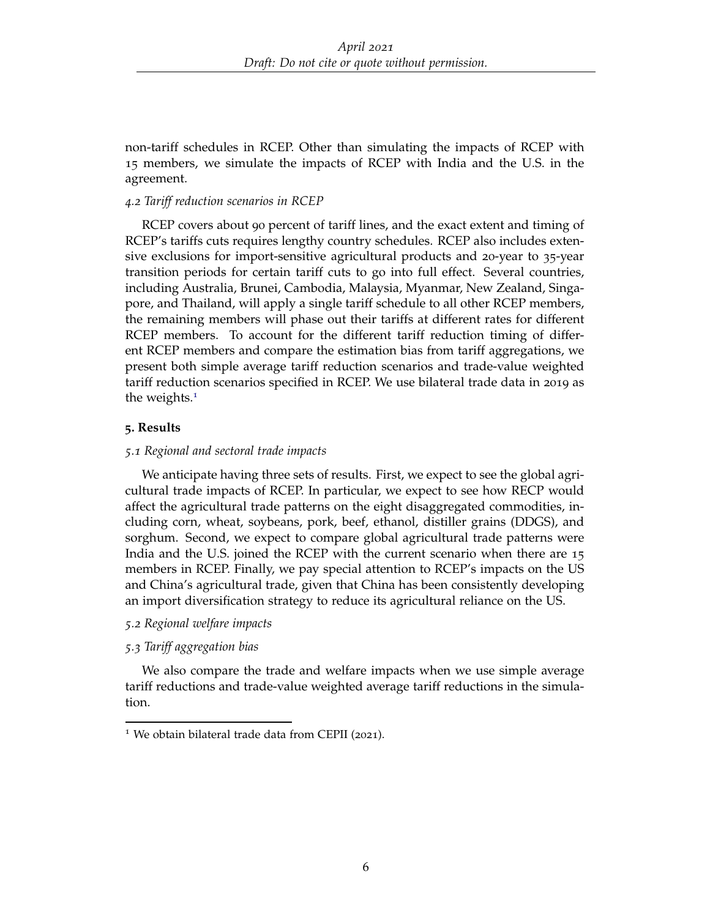non-tariff schedules in RCEP. Other than simulating the impacts of RCEP with 15 members, we simulate the impacts of RCEP with India and the U.S. in the agreement.

### *4.2 Tariff reduction scenarios in RCEP*

RCEP covers about 90 percent of tariff lines, and the exact extent and timing of RCEP's tariffs cuts requires lengthy country schedules. RCEP also includes extensive exclusions for import-sensitive agricultural products and 20-year to 35-year transition periods for certain tariff cuts to go into full effect. Several countries, including Australia, Brunei, Cambodia, Malaysia, Myanmar, New Zealand, Singapore, and Thailand, will apply a single tariff schedule to all other RCEP members, the remaining members will phase out their tariffs at different rates for different RCEP members. To account for the different tariff reduction timing of different RCEP members and compare the estimation bias from tariff aggregations, we present both simple average tariff reduction scenarios and trade-value weighted tariff reduction scenarios specified in RCEP. We use bilateral trade data in 2019 as the weights.[1]

## **5. Results**

### *5.1 Regional and sectoral trade impacts*

We anticipate having three sets of results. First, we expect to see the global agricultural trade impacts of RCEP. In particular, we expect to see how RECP would affect the agricultural trade patterns on the eight disaggregated commodities, including corn, wheat, soybeans, pork, beef, ethanol, distiller grains (DDGS), and sorghum. Second, we expect to compare global agricultural trade patterns were India and the U.S. joined the RCEP with the current scenario when there are 15 members in RCEP. Finally, we pay special attention to RCEP's impacts on the US and China's agricultural trade, given that China has been consistently developing an import diversification strategy to reduce its agricultural reliance on the US.

### *5.2 Regional welfare impacts*

### *5.3 Tariff aggregation bias*

We also compare the trade and welfare impacts when we use simple average tariff reductions and trade-value weighted average tariff reductions in the simulation.

---

[1] We obtain bilateral trade data from CEPII (2021).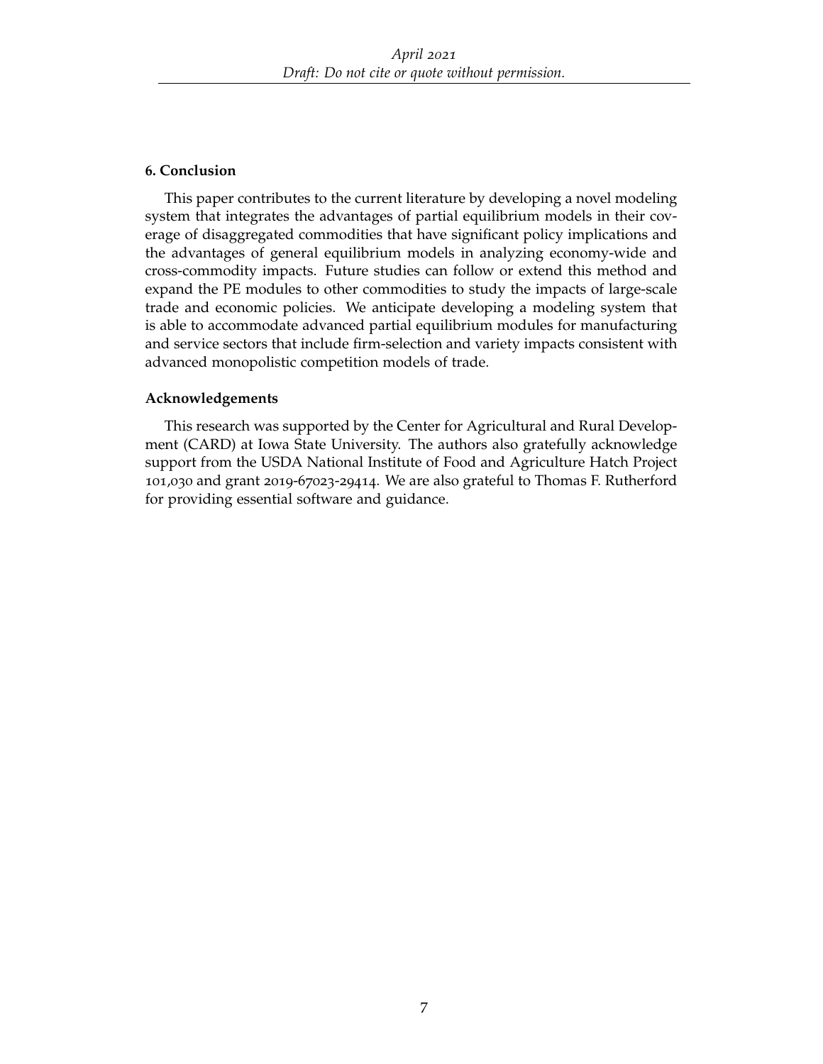## 6. Conclusion

This paper contributes to the current literature by developing a novel modeling system that integrates the advantages of partial equilibrium models in their coverage of disaggregated commodities that have significant policy implications and the advantages of general equilibrium models in analyzing economy-wide and cross-commodity impacts. Future studies can follow or extend this method and expand the PE modules to other commodities to study the impacts of large-scale trade and economic policies. We anticipate developing a modeling system that is able to accommodate advanced partial equilibrium modules for manufacturing and service sectors that include firm-selection and variety impacts consistent with advanced monopolistic competition models of trade.

## Acknowledgements

This research was supported by the Center for Agricultural and Rural Development (CARD) at Iowa State University. The authors also gratefully acknowledge support from the USDA National Institute of Food and Agriculture Hatch Project 101,030 and grant 2019-67023-29414. We are also grateful to Thomas F. Rutherford for providing essential software and guidance.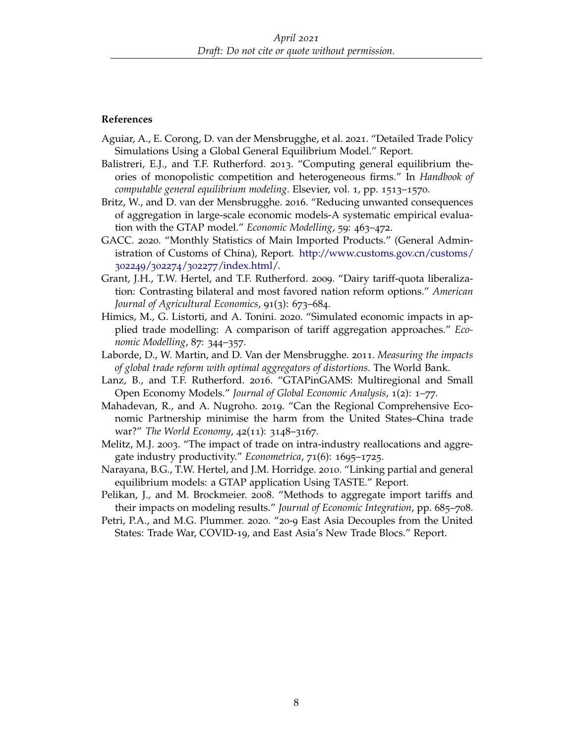**References**

Aguiar, A., E. Corong, D. van der Mensbrugghe, et al. 2021. "Detailed Trade Policy Simulations Using a Global General Equilibrium Model." Report.

Balistreri, E.J., and T.F. Rutherford. 2013. "Computing general equilibrium theories of monopolistic competition and heterogeneous firms." In *Handbook of computable general equilibrium modeling*. Elsevier, vol. 1, pp. 1513–1570.

Britz, W., and D. van der Mensbrugghe. 2016. "Reducing unwanted consequences of aggregation in large-scale economic models-A systematic empirical evaluation with the GTAP model." *Economic Modelling*, 59: 463–472.

GACC. 2020. "Monthly Statistics of Main Imported Products." (General Administration of Customs of China), Report. http://www.customs.gov.cn/customs/302249/302274/302277/index.html/.

Grant, J.H., T.W. Hertel, and T.F. Rutherford. 2009. "Dairy tariff-quota liberalization: Contrasting bilateral and most favored nation reform options." *American Journal of Agricultural Economics*, 91(3): 673–684.

Himics, M., G. Listorti, and A. Tonini. 2020. "Simulated economic impacts in applied trade modelling: A comparison of tariff aggregation approaches." *Economic Modelling*, 87: 344–357.

Laborde, D., W. Martin, and D. Van der Mensbrugghe. 2011. *Measuring the impacts of global trade reform with optimal aggregators of distortions*. The World Bank.

Lanz, B., and T.F. Rutherford. 2016. "GTAPinGAMS: Multiregional and Small Open Economy Models." *Journal of Global Economic Analysis*, 1(2): 1–77.

Mahadevan, R., and A. Nugroho. 2019. "Can the Regional Comprehensive Economic Partnership minimise the harm from the United States–China trade war?" *The World Economy*, 42(11): 3148–3167.

Melitz, M.J. 2003. "The impact of trade on intra-industry reallocations and aggregate industry productivity." *Econometrica*, 71(6): 1695–1725.

Narayana, B.G., T.W. Hertel, and J.M. Horridge. 2010. "Linking partial and general equilibrium models: a GTAP application Using TASTE." Report.

Pelikan, J., and M. Brockmeier. 2008. "Methods to aggregate import tariffs and their impacts on modeling results." *Journal of Economic Integration*, pp. 685–708.

Petri, P.A., and M.G. Plummer. 2020. "20-9 East Asia Decouples from the United States: Trade War, COVID-19, and East Asia's New Trade Blocs." Report.